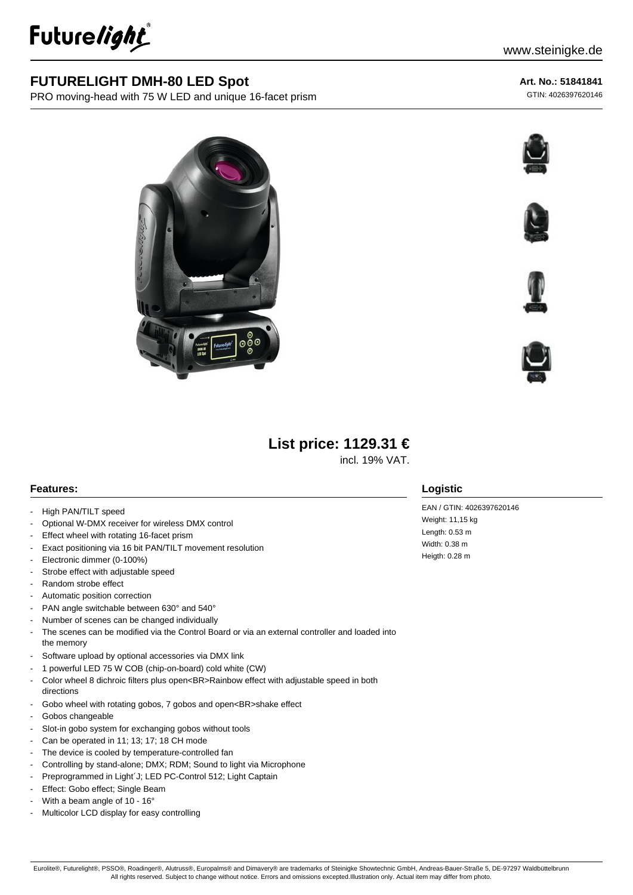Futurelight

www.steinigke.de

# FUTURELIGHT DMH-80 LED Spot

PRO moving-head with 75 W LED and unique 16-facet prism

**Art. No.: 51841841**

GTIN: 4026397620146

## List price: 1129.31 €

incl. 19% VAT.

### Features:

- High PAN/TILT speed
- Optional W-DMX receiver for wireless DMX control
- Effect wheel with rotating 16-facet prism
- Exact positioning via 16 bit PAN/TILT movement resolution
- Electronic dimmer (0-100%)
- Strobe effect with adjustable speed
- Random strobe effect
- Automatic position correction
- PAN angle switchable between 630° and 540°
- Number of scenes can be changed individually
- The scenes can be modified via the Control Board or via an external controller and loaded into the memory
- Software upload by optional accessories via DMX link
- 1 powerful LED 75 W COB (chip-on-board) cold white (CW)
- Color wheel 8 dichroic filters plus open<BR>Rainbow effect with adjustable speed in both directions
- Gobo wheel with rotating gobos, 7 gobos and open<BR>shake effect
- Gobos changeable
- Slot-in gobo system for exchanging gobos without tools
- Can be operated in 11; 13; 17; 18 CH mode
- The device is cooled by temperature-controlled fan
- Controlling by stand-alone; DMX; RDM; Sound to light via Microphone
- Preprogrammed in Light´J; LED PC-Control 512; Light Captain
- Effect: Gobo effect; Single Beam
- With a beam angle of 10 - 16°
- Multicolor LCD display for easy controlling

### Logistic

EAN / GTIN: 4026397620146
Weight: 11,15 kg
Length: 0.53 m
Width: 0.38 m
Heigth: 0.28 m

Eurolite®, Futurelight®, PSSO®, Roadinger®, Alutruss®, Europalms® and Dimavery® are trademarks of Steinigke Showtechnic GmbH, Andreas-Bauer-Straße 5, DE-97297 Waldbüttelbrunn
All rights reserved. Subject to change without notice. Errors and omissions excepted.Illustration only. Actual item may differ from photo.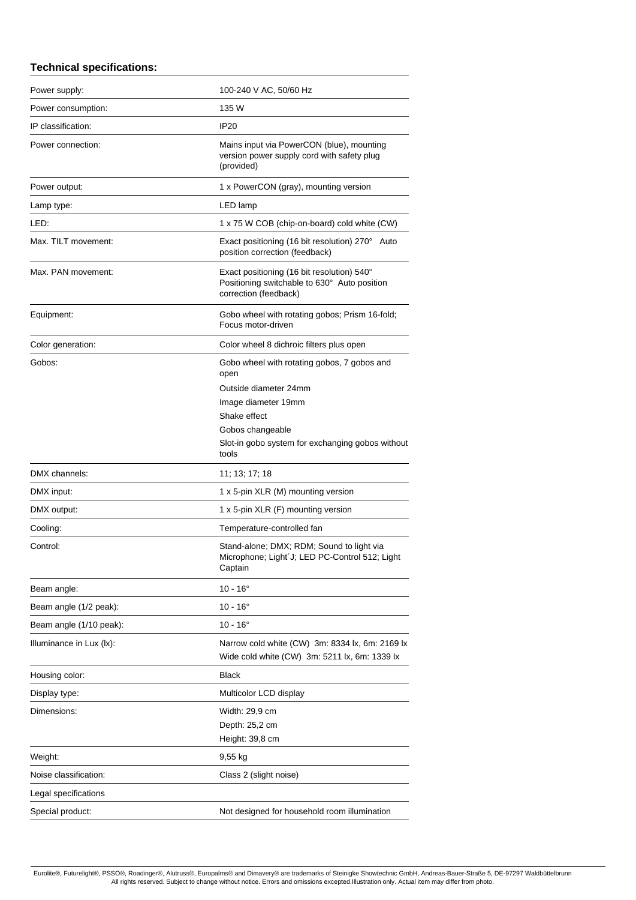### Technical specifications:

| | |
|---|---|
| Power supply: | 100-240 V AC, 50/60 Hz |
| Power consumption: | 135 W |
| IP classification: | IP20 |
| Power connection: | Mains input via PowerCON (blue), mounting version power supply cord with safety plug (provided) |
| Power output: | 1 x PowerCON (gray), mounting version |
| Lamp type: | LED lamp |
| LED: | 1 x 75 W COB (chip-on-board) cold white (CW) |
| Max. TILT movement: | Exact positioning (16 bit resolution) 270° Auto position correction (feedback) |
| Max. PAN movement: | Exact positioning (16 bit resolution) 540° Positioning switchable to 630° Auto position correction (feedback) |
| Equipment: | Gobo wheel with rotating gobos; Prism 16-fold; Focus motor-driven |
| Color generation: | Color wheel 8 dichroic filters plus open |
| Gobos: | Gobo wheel with rotating gobos, 7 gobos and open<br>Outside diameter 24mm<br>Image diameter 19mm<br>Shake effect<br>Gobos changeable<br>Slot-in gobo system for exchanging gobos without tools |
| DMX channels: | 11; 13; 17; 18 |
| DMX input: | 1 x 5-pin XLR (M) mounting version |
| DMX output: | 1 x 5-pin XLR (F) mounting version |
| Cooling: | Temperature-controlled fan |
| Control: | Stand-alone; DMX; RDM; Sound to light via Microphone; Light´J; LED PC-Control 512; Light Captain |
| Beam angle: | 10 - 16° |
| Beam angle (1/2 peak): | 10 - 16° |
| Beam angle (1/10 peak): | 10 - 16° |
| Illuminance in Lux (lx): | Narrow cold white (CW) 3m: 8334 lx, 6m: 2169 lx<br>Wide cold white (CW) 3m: 5211 lx, 6m: 1339 lx |
| Housing color: | Black |
| Display type: | Multicolor LCD display |
| Dimensions: | Width: 29,9 cm<br>Depth: 25,2 cm<br>Height: 39,8 cm |
| Weight: | 9,55 kg |
| Noise classification: | Class 2 (slight noise) |
| Legal specifications | |
| Special product: | Not designed for household room illumination |

Eurolite®, Futurelight®, PSSO®, Roadinger®, Alutruss®, Europalms® and Dimavery® are trademarks of Steinigke Showtechnic GmbH, Andreas-Bauer-Straße 5, DE-97297 Waldbüttelbrunn
All rights reserved. Subject to change without notice. Errors and omissions excepted.Illustration only. Actual item may differ from photo.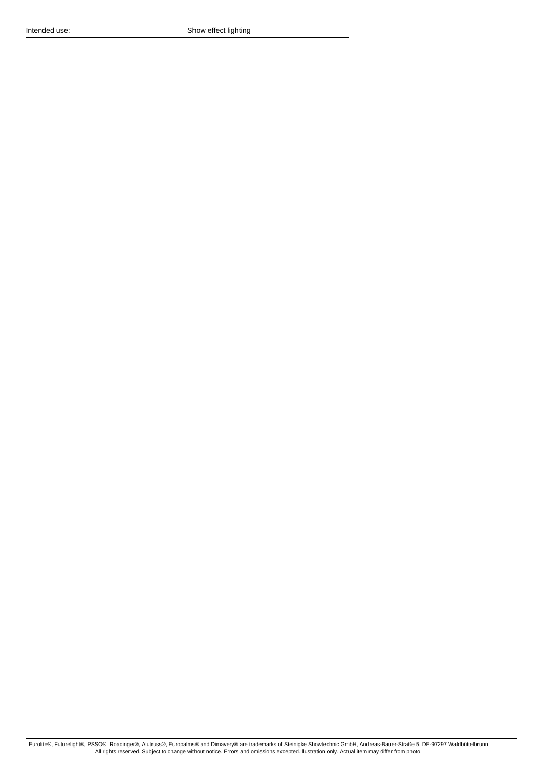| | |
|---|---|
| Intended use: | Show effect lighting |